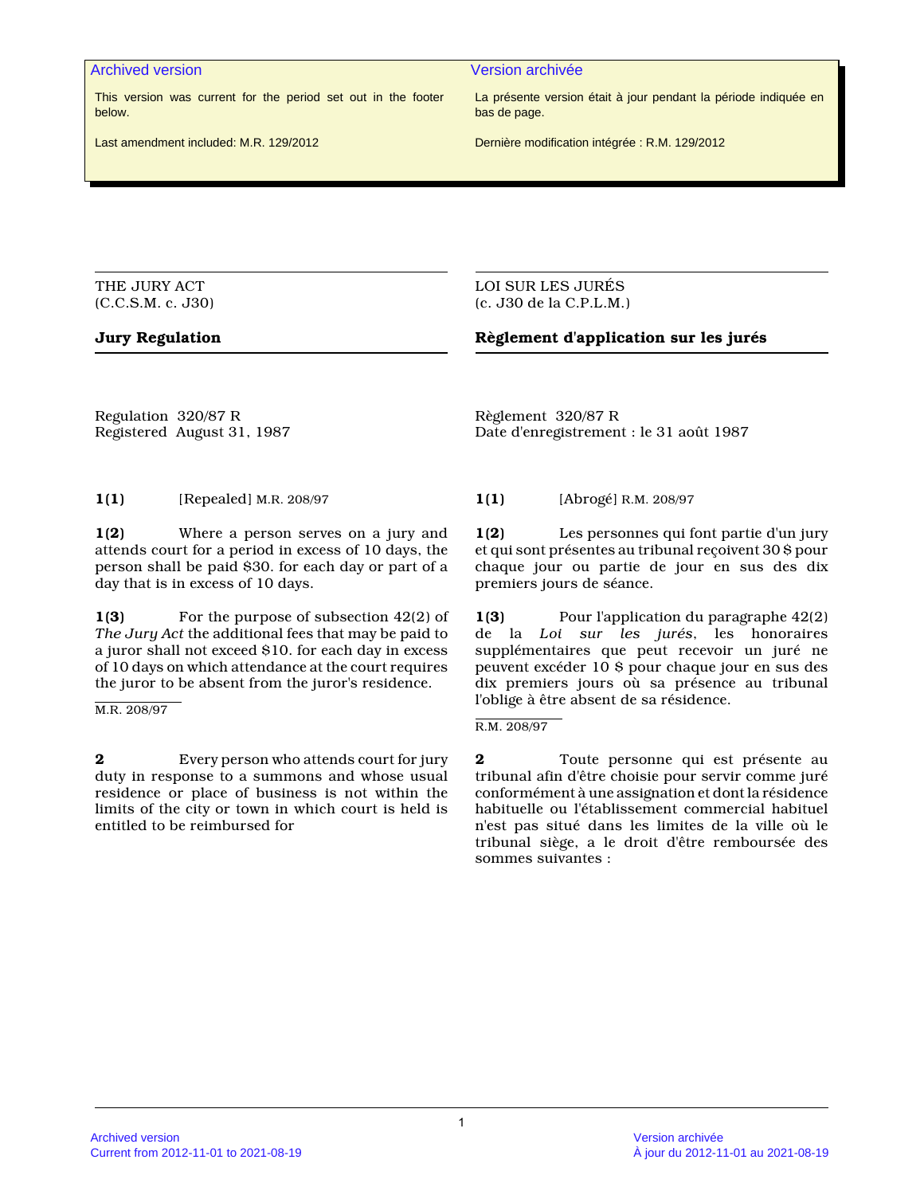Archived version

This version was current for the period set out in the footer below.

Last amendment included: M.R. 129/2012

Version archivée

La présente version était à jour pendant la période indiquée en bas de page.

Dernière modification intégrée : R.M. 129/2012

THE JURY ACT
(C.C.S.M. c. J30)

## Jury Regulation

Regulation 320/87 R
Registered August 31, 1987

**1(1)** [Repealed] M.R. 208/97

**1(2)** Where a person serves on a jury and attends court for a period in excess of 10 days, the person shall be paid $30. for each day or part of a day that is in excess of 10 days.

**1(3)** For the purpose of subsection 42(2) of *The Jury Act* the additional fees that may be paid to a juror shall not exceed $10. for each day in excess of 10 days on which attendance at the court requires the juror to be absent from the juror's residence.

M.R. 208/97

**2** Every person who attends court for jury duty in response to a summons and whose usual residence or place of business is not within the limits of the city or town in which court is held is entitled to be reimbursed for

LOI SUR LES JURÉS
(c. J30 de la C.P.L.M.)

## Règlement d'application sur les jurés

Règlement 320/87 R
Date d'enregistrement : le 31 août 1987

**1(1)** [Abrogé] R.M. 208/97

**1(2)** Les personnes qui font partie d'un jury et qui sont présentes au tribunal reçoivent 30 $ pour chaque jour ou partie de jour en sus des dix premiers jours de séance.

**1(3)** Pour l'application du paragraphe 42(2) de la *Loi sur les jurés*, les honoraires supplémentaires que peut recevoir un juré ne peuvent excéder 10 $ pour chaque jour en sus des dix premiers jours où sa présence au tribunal l'oblige à être absent de sa résidence.

R.M. 208/97

**2** Toute personne qui est présente au tribunal afin d'être choisie pour servir comme juré conformément à une assignation et dont la résidence habituelle ou l'établissement commercial habituel n'est pas situé dans les limites de la ville où le tribunal siège, a le droit d'être remboursée des sommes suivantes :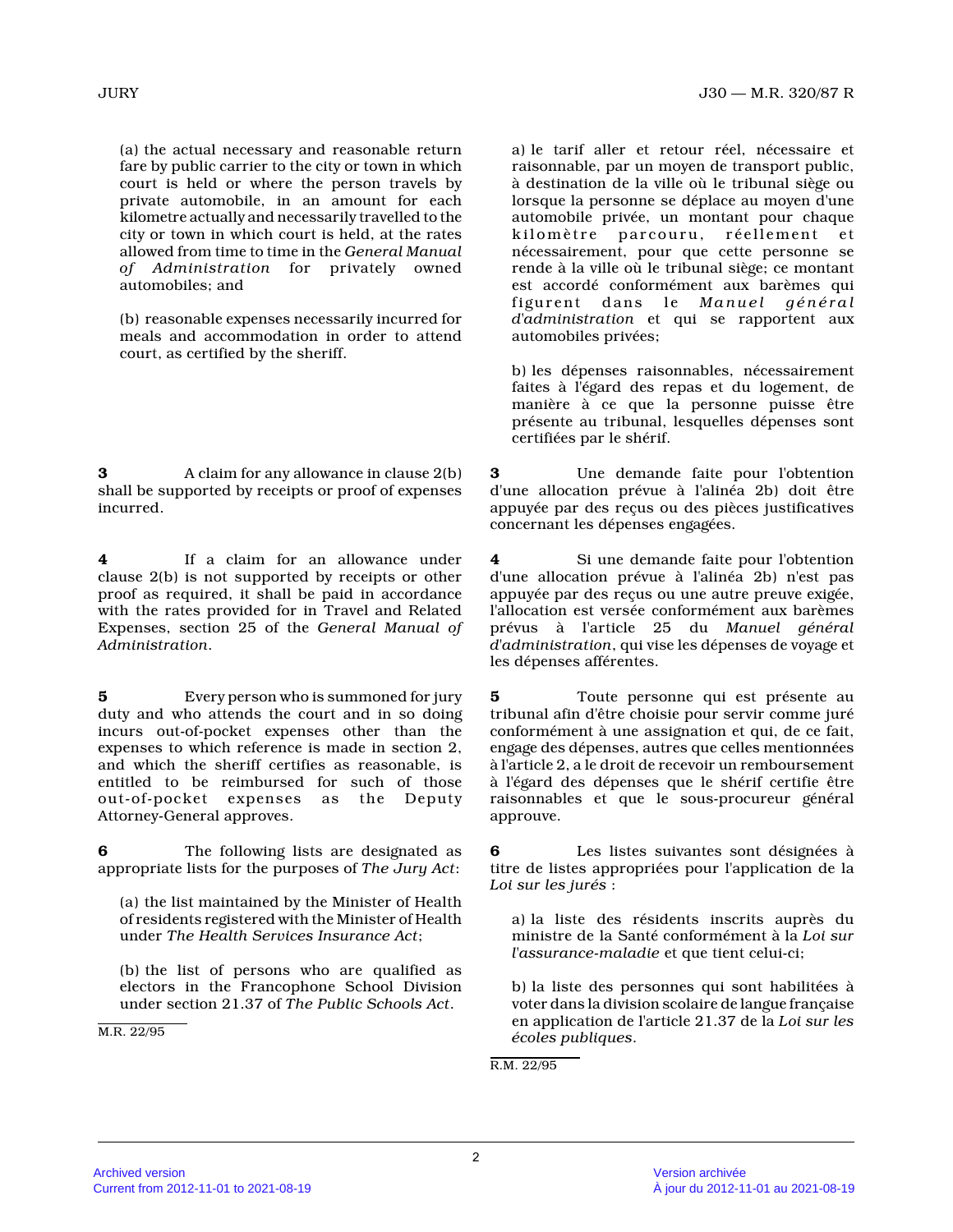(a) the actual necessary and reasonable return fare by public carrier to the city or town in which court is held or where the person travels by private automobile, in an amount for each kilometre actually and necessarily travelled to the city or town in which court is held, at the rates allowed from time to time in the *General Manual of Administration* for privately owned automobiles; and

(b) reasonable expenses necessarily incurred for meals and accommodation in order to attend court, as certified by the sheriff.

a) le tarif aller et retour réel, nécessaire et raisonnable, par un moyen de transport public, à destination de la ville où le tribunal siège ou lorsque la personne se déplace au moyen d'une automobile privée, un montant pour chaque kilomètre parcouru, réellement et nécessairement, pour que cette personne se rende à la ville où le tribunal siège; ce montant est accordé conformément aux barèmes qui figurent dans le *Manuel général d'administration* et qui se rapportent aux automobiles privées;

b) les dépenses raisonnables, nécessairement faites à l'égard des repas et du logement, de manière à ce que la personne puisse être présente au tribunal, lesquelles dépenses sont certifiées par le shérif.

**3** A claim for any allowance in clause 2(b) shall be supported by receipts or proof of expenses incurred.

**3** Une demande faite pour l'obtention d'une allocation prévue à l'alinéa 2b) doit être appuyée par des reçus ou des pièces justificatives concernant les dépenses engagées.

**4** If a claim for an allowance under clause 2(b) is not supported by receipts or other proof as required, it shall be paid in accordance with the rates provided for in Travel and Related Expenses, section 25 of the *General Manual of Administration*.

**4** Si une demande faite pour l'obtention d'une allocation prévue à l'alinéa 2b) n'est pas appuyée par des reçus ou une autre preuve exigée, l'allocation est versée conformément aux barèmes prévus à l'article 25 du *Manuel général d'administration*, qui vise les dépenses de voyage et les dépenses afférentes.

**5** Every person who is summoned for jury duty and who attends the court and in so doing incurs out-of-pocket expenses other than the expenses to which reference is made in section 2, and which the sheriff certifies as reasonable, is entitled to be reimbursed for such of those out-of-pocket expenses as the Deputy Attorney-General approves.

**5** Toute personne qui est présente au tribunal afin d'être choisie pour servir comme juré conformément à une assignation et qui, de ce fait, engage des dépenses, autres que celles mentionnées à l'article 2, a le droit de recevoir un remboursement à l'égard des dépenses que le shérif certifie être raisonnables et que le sous-procureur général approuve.

**6** The following lists are designated as appropriate lists for the purposes of *The Jury Act*:

(a) the list maintained by the Minister of Health of residents registered with the Minister of Health under *The Health Services Insurance Act*;

(b) the list of persons who are qualified as electors in the Francophone School Division under section 21.37 of *The Public Schools Act*.

M.R. 22/95

**6** Les listes suivantes sont désignées à titre de listes appropriées pour l'application de la *Loi sur les jurés* :

a) la liste des résidents inscrits auprès du ministre de la Santé conformément à la *Loi sur l'assurance-maladie* et que tient celui-ci;

b) la liste des personnes qui sont habilitées à voter dans la division scolaire de langue française en application de l'article 21.37 de la *Loi sur les écoles publiques*.

R.M. 22/95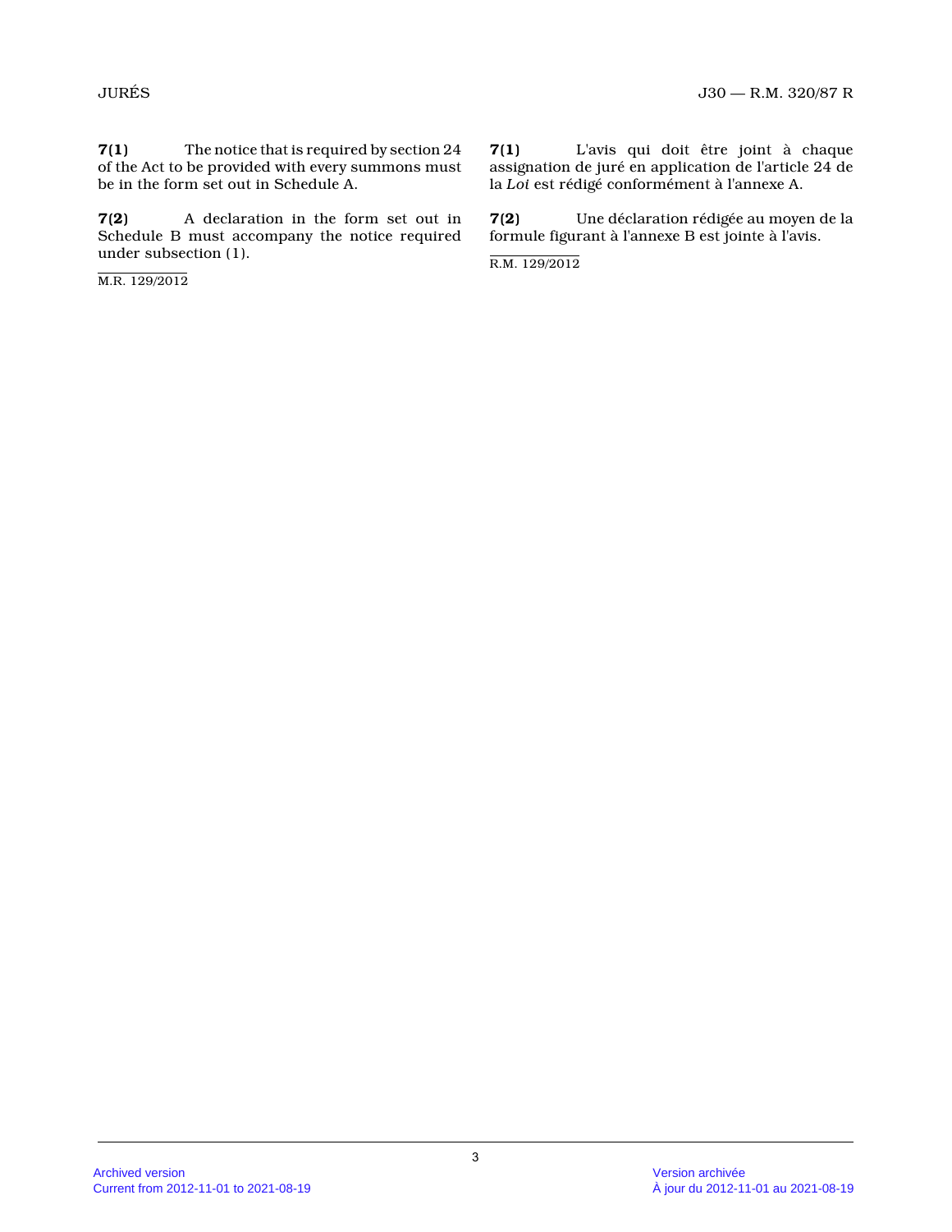**7(1)** The notice that is required by section 24 of the Act to be provided with every summons must be in the form set out in Schedule A.

**7(2)** A declaration in the form set out in Schedule B must accompany the notice required under subsection (1).

M.R. 129/2012

**7(1)** L'avis qui doit être joint à chaque assignation de juré en application de l'article 24 de la *Loi* est rédigé conformément à l'annexe A.

**7(2)** Une déclaration rédigée au moyen de la formule figurant à l'annexe B est jointe à l'avis.

R.M. 129/2012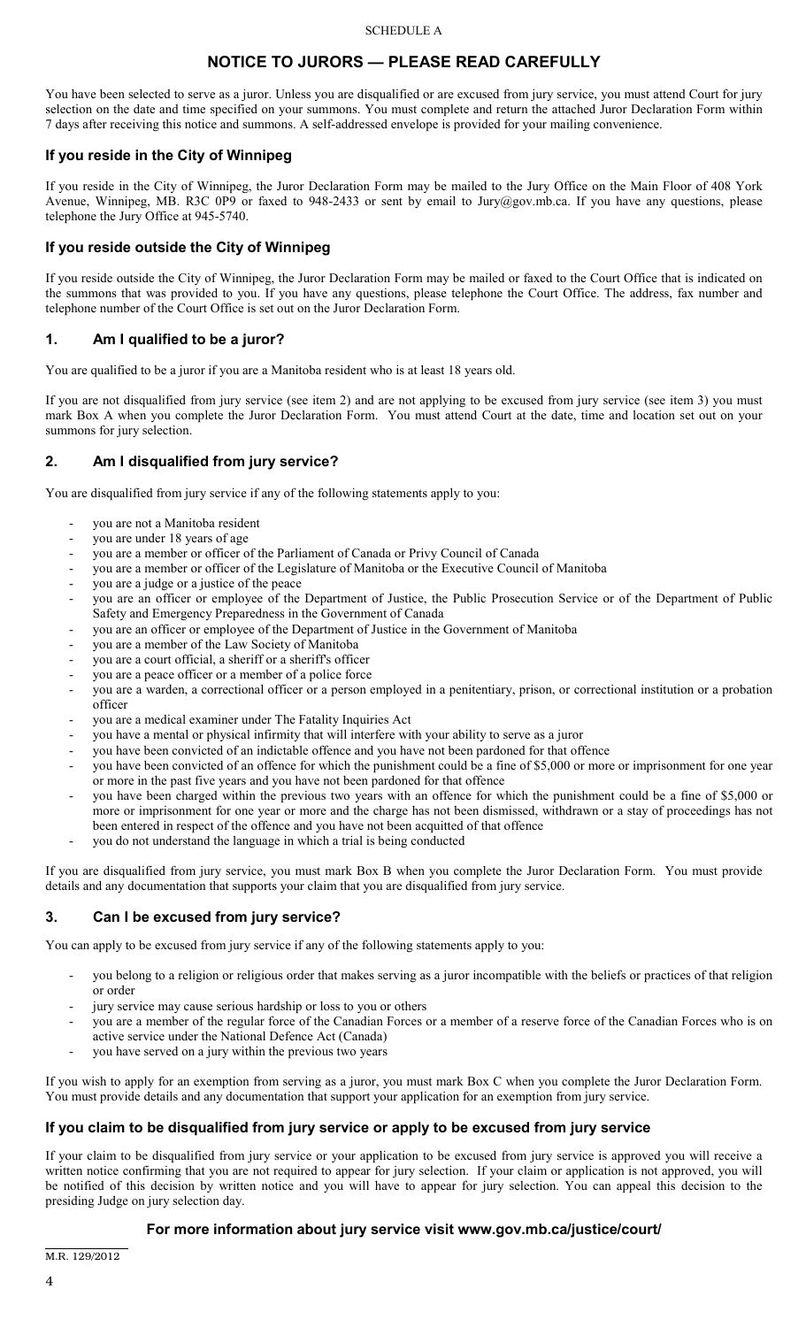SCHEDULE A

# NOTICE TO JURORS — PLEASE READ CAREFULLY

You have been selected to serve as a juror. Unless you are disqualified or are excused from jury service, you must attend Court for jury selection on the date and time specified on your summons. You must complete and return the attached Juror Declaration Form within 7 days after receiving this notice and summons. A self-addressed envelope is provided for your mailing convenience.

## If you reside in the City of Winnipeg

If you reside in the City of Winnipeg, the Juror Declaration Form may be mailed to the Jury Office on the Main Floor of 408 York Avenue, Winnipeg, MB. R3C 0P9 or faxed to 948-2433 or sent by email to Jury@gov.mb.ca. If you have any questions, please telephone the Jury Office at 945-5740.

## If you reside outside the City of Winnipeg

If you reside outside the City of Winnipeg, the Juror Declaration Form may be mailed or faxed to the Court Office that is indicated on the summons that was provided to you. If you have any questions, please telephone the Court Office. The address, fax number and telephone number of the Court Office is set out on the Juror Declaration Form.

## 1. Am I qualified to be a juror?

You are qualified to be a juror if you are a Manitoba resident who is at least 18 years old.

If you are not disqualified from jury service (see item 2) and are not applying to be excused from jury service (see item 3) you must mark Box A when you complete the Juror Declaration Form. You must attend Court at the date, time and location set out on your summons for jury selection.

## 2. Am I disqualified from jury service?

You are disqualified from jury service if any of the following statements apply to you:

- you are not a Manitoba resident
- you are under 18 years of age
- you are a member or officer of the Parliament of Canada or Privy Council of Canada
- you are a member or officer of the Legislature of Manitoba or the Executive Council of Manitoba
- you are a judge or a justice of the peace
- you are an officer or employee of the Department of Justice, the Public Prosecution Service or of the Department of Public Safety and Emergency Preparedness in the Government of Canada
- you are an officer or employee of the Department of Justice in the Government of Manitoba
- you are a member of the Law Society of Manitoba
- you are a court official, a sheriff or a sheriff's officer
- you are a peace officer or a member of a police force
- you are a warden, a correctional officer or a person employed in a penitentiary, prison, or correctional institution or a probation officer
- you are a medical examiner under The Fatality Inquiries Act
- you have a mental or physical infirmity that will interfere with your ability to serve as a juror
- you have been convicted of an indictable offence and you have not been pardoned for that offence
- you have been convicted of an offence for which the punishment could be a fine of $5,000 or more or imprisonment for one year or more in the past five years and you have not been pardoned for that offence
- you have been charged within the previous two years with an offence for which the punishment could be a fine of $5,000 or more or imprisonment for one year or more and the charge has not been dismissed, withdrawn or a stay of proceedings has not been entered in respect of the offence and you have not been acquitted of that offence
- you do not understand the language in which a trial is being conducted

If you are disqualified from jury service, you must mark Box B when you complete the Juror Declaration Form. You must provide details and any documentation that supports your claim that you are disqualified from jury service.

## 3. Can I be excused from jury service?

You can apply to be excused from jury service if any of the following statements apply to you:

- you belong to a religion or religious order that makes serving as a juror incompatible with the beliefs or practices of that religion or order
- jury service may cause serious hardship or loss to you or others
- you are a member of the regular force of the Canadian Forces or a member of a reserve force of the Canadian Forces who is on active service under the National Defence Act (Canada)
- you have served on a jury within the previous two years

If you wish to apply for an exemption from serving as a juror, you must mark Box C when you complete the Juror Declaration Form. You must provide details and any documentation that support your application for an exemption from jury service.

## If you claim to be disqualified from jury service or apply to be excused from jury service

If your claim to be disqualified from jury service or your application to be excused from jury service is approved you will receive a written notice confirming that you are not required to appear for jury selection. If your claim or application is not approved, you will be notified of this decision by written notice and you will have to appear for jury selection. You can appeal this decision to the presiding Judge on jury selection day.

**For more information about jury service visit www.gov.mb.ca/justice/court/**

M.R. 129/2012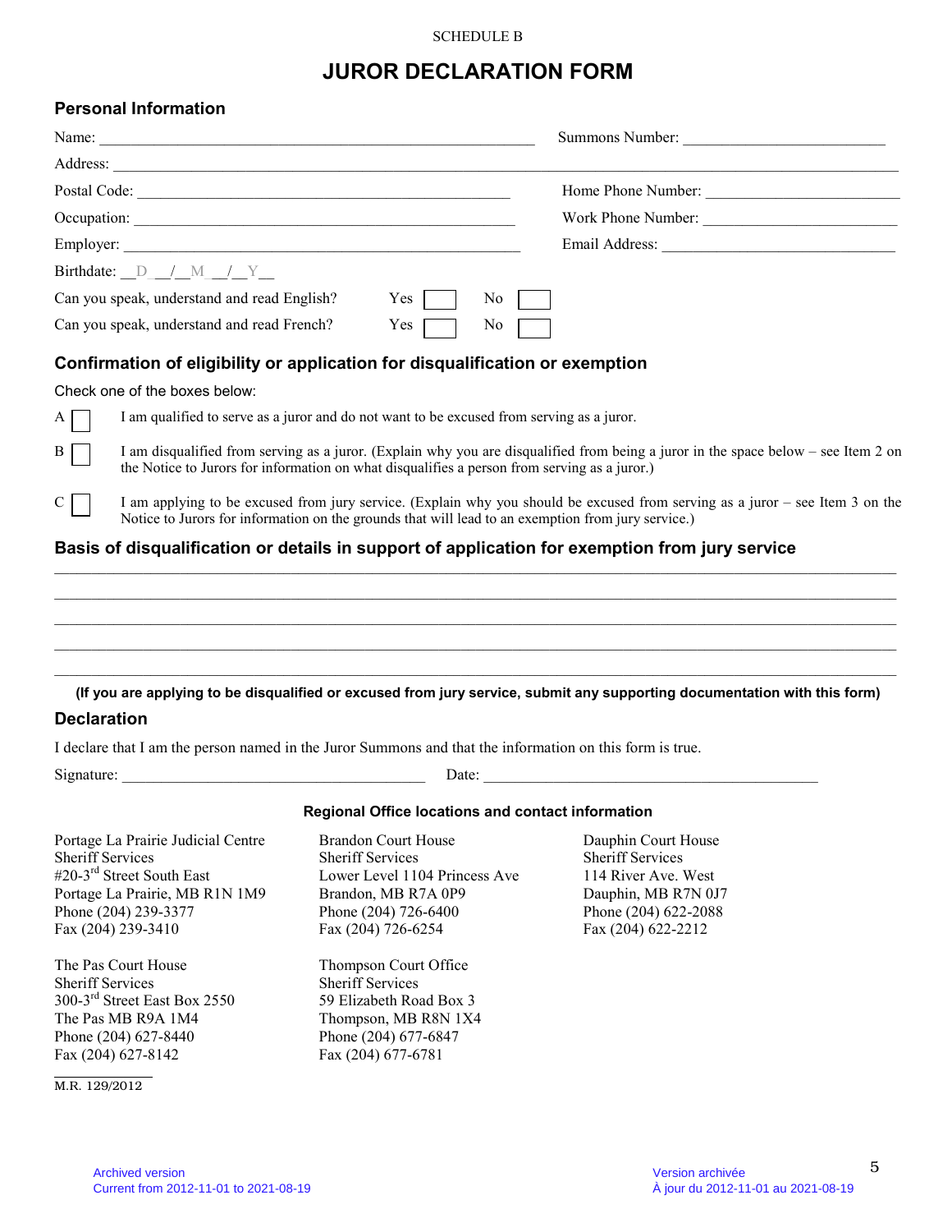SCHEDULE B

# JUROR DECLARATION FORM

## Personal Information

Name: ______________________ Summons Number: ______________________

Address: ______________________

Postal Code: ______________________ Home Phone Number: ______________________

Occupation: ______________________ Work Phone Number: ______________________

Employer: ______________________ Email Address: ______________________

Birthdate: \_\_D\_\_/\_\_M\_\_/\_\_Y\_\_

Can you speak, understand and read English? Yes ☐ No ☐

Can you speak, understand and read French? Yes ☐ No ☐

## Confirmation of eligibility or application for disqualification or exemption

Check one of the boxes below:

A ☐ I am qualified to serve as a juror and do not want to be excused from serving as a juror.

B ☐ I am disqualified from serving as a juror. (Explain why you are disqualified from being a juror in the space below – see Item 2 on the Notice to Jurors for information on what disqualifies a person from serving as a juror.)

C ☐ I am applying to be excused from jury service. (Explain why you should be excused from serving as a juror – see Item 3 on the Notice to Jurors for information on the grounds that will lead to an exemption from jury service.)

## Basis of disqualification or details in support of application for exemption from jury service

______________________

______________________

______________________

______________________

______________________

**(If you are applying to be disqualified or excused from jury service, submit any supporting documentation with this form)**

## Declaration

I declare that I am the person named in the Juror Summons and that the information on this form is true.

Signature: ______________________ Date: ______________________

**Regional Office locations and contact information**

Portage La Prairie Judicial Centre
Sheriff Services
#20-3rd Street South East
Portage La Prairie, MB R1N 1M9
Phone (204) 239-3377
Fax (204) 239-3410

Brandon Court House
Sheriff Services
Lower Level 1104 Princess Ave
Brandon, MB R7A 0P9
Phone (204) 726-6400
Fax (204) 726-6254

Dauphin Court House
Sheriff Services
114 River Ave. West
Dauphin, MB R7N 0J7
Phone (204) 622-2088
Fax (204) 622-2212

The Pas Court House
Sheriff Services
300-3rd Street East Box 2550
The Pas MB R9A 1M4
Phone (204) 627-8440
Fax (204) 627-8142

Thompson Court Office
Sheriff Services
59 Elizabeth Road Box 3
Thompson, MB R8N 1X4
Phone (204) 677-6847
Fax (204) 677-6781

M.R. 129/2012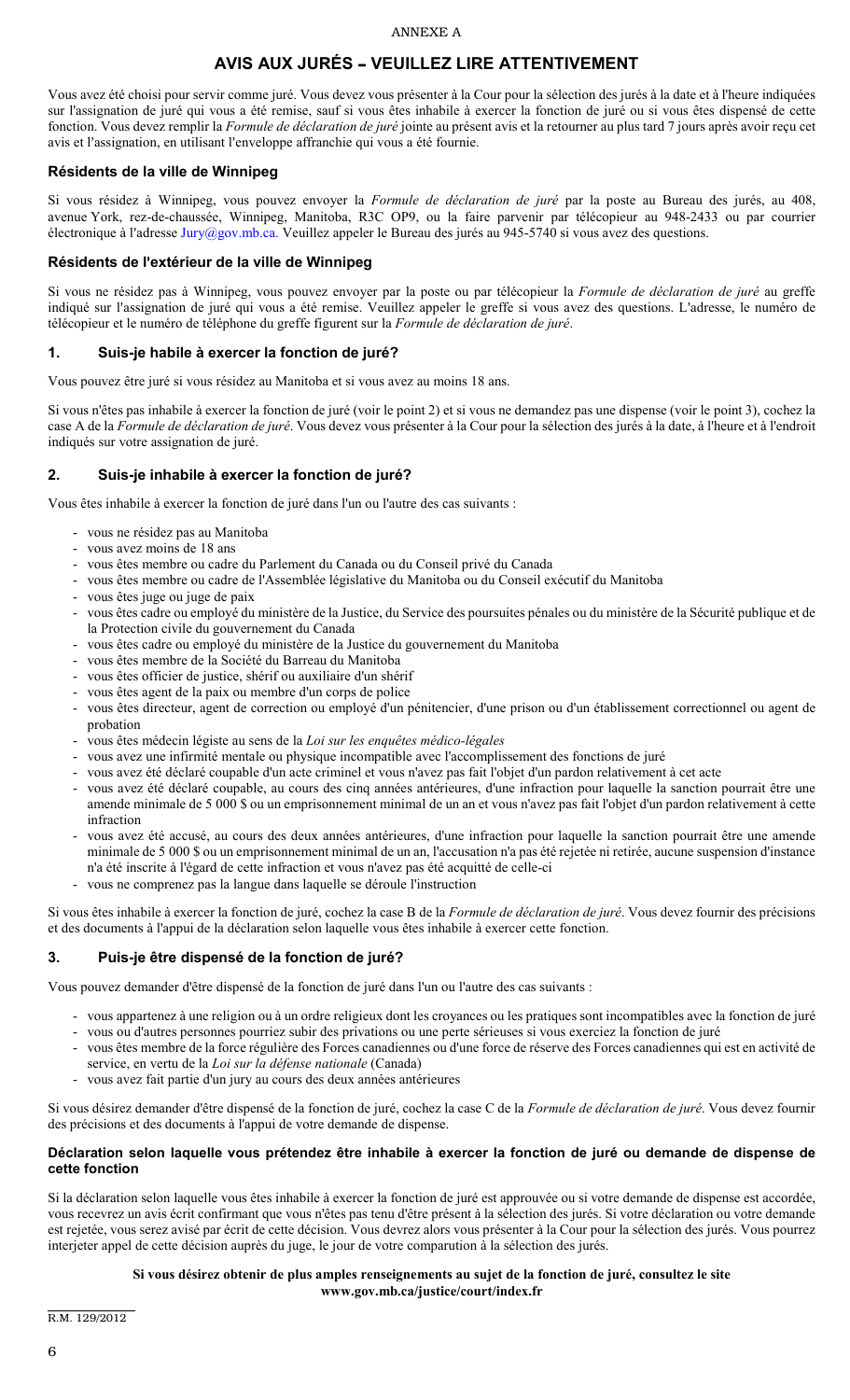ANNEXE A

# AVIS AUX JURÉS – VEUILLEZ LIRE ATTENTIVEMENT

Vous avez été choisi pour servir comme juré. Vous devez vous présenter à la Cour pour la sélection des jurés à la date et à l'heure indiquées sur l'assignation de juré qui vous a été remise, sauf si vous êtes inhabile à exercer la fonction de juré ou si vous êtes dispensé de cette fonction. Vous devez remplir la *Formule de déclaration de juré* jointe au présent avis et la retourner au plus tard 7 jours après avoir reçu cet avis et l'assignation, en utilisant l'enveloppe affranchie qui vous a été fournie.

### Résidents de la ville de Winnipeg

Si vous résidez à Winnipeg, vous pouvez envoyer la *Formule de déclaration de juré* par la poste au Bureau des jurés, au 408, avenue York, rez-de-chaussée, Winnipeg, Manitoba, R3C OP9, ou la faire parvenir par télécopieur au 948-2433 ou par courrier électronique à l'adresse Jury@gov.mb.ca. Veuillez appeler le Bureau des jurés au 945-5740 si vous avez des questions.

### Résidents de l'extérieur de la ville de Winnipeg

Si vous ne résidez pas à Winnipeg, vous pouvez envoyer par la poste ou par télécopieur la *Formule de déclaration de juré* au greffe indiqué sur l'assignation de juré qui vous a été remise. Veuillez appeler le greffe si vous avez des questions. L'adresse, le numéro de télécopieur et le numéro de téléphone du greffe figurent sur la *Formule de déclaration de juré*.

### 1. Suis-je habile à exercer la fonction de juré?

Vous pouvez être juré si vous résidez au Manitoba et si vous avez au moins 18 ans.

Si vous n'êtes pas inhabile à exercer la fonction de juré (voir le point 2) et si vous ne demandez pas une dispense (voir le point 3), cochez la case A de la *Formule de déclaration de juré*. Vous devez vous présenter à la Cour pour la sélection des jurés à la date, à l'heure et à l'endroit indiqués sur votre assignation de juré.

### 2. Suis-je inhabile à exercer la fonction de juré?

Vous êtes inhabile à exercer la fonction de juré dans l'un ou l'autre des cas suivants :

- vous ne résidez pas au Manitoba
- vous avez moins de 18 ans
- vous êtes membre ou cadre du Parlement du Canada ou du Conseil privé du Canada
- vous êtes membre ou cadre de l'Assemblée législative du Manitoba ou du Conseil exécutif du Manitoba
- vous êtes juge ou juge de paix
- vous êtes cadre ou employé du ministère de la Justice, du Service des poursuites pénales ou du ministère de la Sécurité publique et de la Protection civile du gouvernement du Canada
- vous êtes cadre ou employé du ministère de la Justice du gouvernement du Manitoba
- vous êtes membre de la Société du Barreau du Manitoba
- vous êtes officier de justice, shérif ou auxiliaire d'un shérif
- vous êtes agent de la paix ou membre d'un corps de police
- vous êtes directeur, agent de correction ou employé d'un pénitencier, d'une prison ou d'un établissement correctionnel ou agent de probation
- vous êtes médecin légiste au sens de la *Loi sur les enquêtes médico-légales*
- vous avez une infirmité mentale ou physique incompatible avec l'accomplissement des fonctions de juré
- vous avez été déclaré coupable d'un acte criminel et vous n'avez pas fait l'objet d'un pardon relativement à cet acte
- vous avez été déclaré coupable, au cours des cinq années antérieures, d'une infraction pour laquelle la sanction pourrait être une amende minimale de 5 000 $ ou un emprisonnement minimal de un an et vous n'avez pas fait l'objet d'un pardon relativement à cette infraction
- vous avez été accusé, au cours des deux années antérieures, d'une infraction pour laquelle la sanction pourrait être une amende minimale de 5 000 $ ou un emprisonnement minimal de un an, l'accusation n'a pas été rejetée ni retirée, aucune suspension d'instance n'a été inscrite à l'égard de cette infraction et vous n'avez pas été acquitté de celle-ci
- vous ne comprenez pas la langue dans laquelle se déroule l'instruction

Si vous êtes inhabile à exercer la fonction de juré, cochez la case B de la *Formule de déclaration de juré*. Vous devez fournir des précisions et des documents à l'appui de la déclaration selon laquelle vous êtes inhabile à exercer cette fonction.

### 3. Puis-je être dispensé de la fonction de juré?

Vous pouvez demander d'être dispensé de la fonction de juré dans l'un ou l'autre des cas suivants :

- vous appartenez à une religion ou à un ordre religieux dont les croyances ou les pratiques sont incompatibles avec la fonction de juré
- vous ou d'autres personnes pourriez subir des privations ou une perte sérieuses si vous exerciez la fonction de juré
- vous êtes membre de la force régulière des Forces canadiennes ou d'une force de réserve des Forces canadiennes qui est en activité de service, en vertu de la *Loi sur la défense nationale* (Canada)
- vous avez fait partie d'un jury au cours des deux années antérieures

Si vous désirez demander d'être dispensé de la fonction de juré, cochez la case C de la *Formule de déclaration de juré*. Vous devez fournir des précisions et des documents à l'appui de votre demande de dispense.

### Déclaration selon laquelle vous prétendez être inhabile à exercer la fonction de juré ou demande de dispense de cette fonction

Si la déclaration selon laquelle vous êtes inhabile à exercer la fonction de juré est approuvée ou si votre demande de dispense est accordée, vous recevrez un avis écrit confirmant que vous n'êtes pas tenu d'être présent à la sélection des jurés. Si votre déclaration ou votre demande est rejetée, vous serez avisé par écrit de cette décision. Vous devrez alors vous présenter à la Cour pour la sélection des jurés. Vous pourrez interjeter appel de cette décision auprès du juge, le jour de votre comparution à la sélection des jurés.

**Si vous désirez obtenir de plus amples renseignements au sujet de la fonction de juré, consultez le site www.gov.mb.ca/justice/court/index.fr**

R.M. 129/2012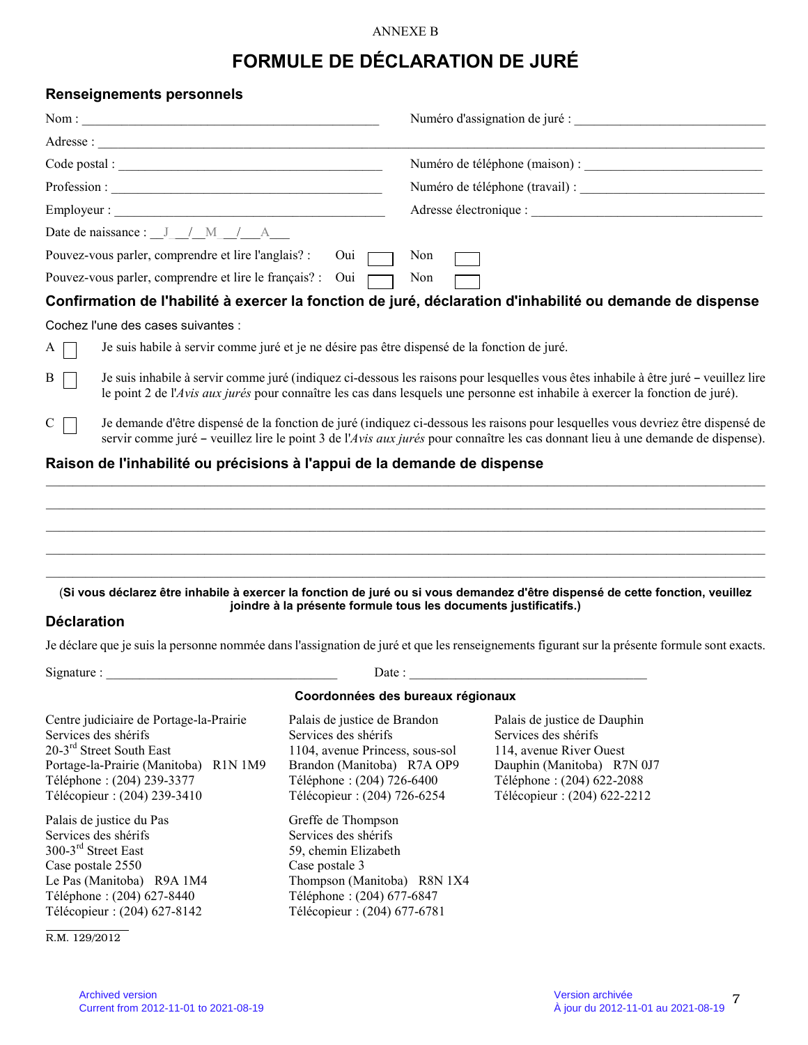ANNEXE B

# FORMULE DE DÉCLARATION DE JURÉ

## Renseignements personnels

Nom : ____________________________________________ Numéro d'assignation de juré : ____________________________

Adresse : ________________________________________________________________________________________

Code postal : ______________________________________ Numéro de téléphone (maison) : __________________________

Profession : _______________________________________ Numéro de téléphone (travail) : ___________________________

Employeur : _______________________________________ Adresse électronique : _________________________________

Date de naissance : __J__/__M__/__A___

Pouvez-vous parler, comprendre et lire l'anglais? : Oui ☐ Non ☐

Pouvez-vous parler, comprendre et lire le français? : Oui ☐ Non ☐

## Confirmation de l'habilité à exercer la fonction de juré, déclaration d'inhabilité ou demande de dispense

Cochez l'une des cases suivantes :

A ☐ Je suis habile à servir comme juré et je ne désire pas être dispensé de la fonction de juré.

B ☐ Je suis inhabile à servir comme juré (indiquez ci-dessous les raisons pour lesquelles vous êtes inhabile à être juré – veuillez lire le point 2 de l'*Avis aux jurés* pour connaître les cas dans lesquels une personne est inhabile à exercer la fonction de juré).

C ☐ Je demande d'être dispensé de la fonction de juré (indiquez ci-dessous les raisons pour lesquelles vous devriez être dispensé de servir comme juré – veuillez lire le point 3 de l'*Avis aux jurés* pour connaître les cas donnant lieu à une demande de dispense).

## Raison de l'inhabilité ou précisions à l'appui de la demande de dispense

________________________________________________________________________________________________

________________________________________________________________________________________________

________________________________________________________________________________________________

________________________________________________________________________________________________

________________________________________________________________________________________________

**(Si vous déclarez être inhabile à exercer la fonction de juré ou si vous demandez d'être dispensé de cette fonction, veuillez joindre à la présente formule tous les documents justificatifs.)**

## Déclaration

Je déclare que je suis la personne nommée dans l'assignation de juré et que les renseignements figurant sur la présente formule sont exacts.

Signature : __________________________________ Date : ___________________________________

### Coordonnées des bureaux régionaux

Centre judiciaire de Portage-la-Prairie
Services des shérifs
20-3rd Street South East
Portage-la-Prairie (Manitoba) R1N 1M9
Téléphone : (204) 239-3377
Télécopieur : (204) 239-3410

Palais de justice de Brandon
Services des shérifs
1104, avenue Princess, sous-sol
Brandon (Manitoba) R7A OP9
Téléphone : (204) 726-6400
Télécopieur : (204) 726-6254

Palais de justice de Dauphin
Services des shérifs
114, avenue River Ouest
Dauphin (Manitoba) R7N 0J7
Téléphone : (204) 622-2088
Télécopieur : (204) 622-2212

Palais de justice du Pas
Services des shérifs
300-3rd Street East
Case postale 2550
Le Pas (Manitoba) R9A 1M4
Téléphone : (204) 627-8440
Télécopieur : (204) 627-8142

Greffe de Thompson
Services des shérifs
59, chemin Elizabeth
Case postale 3
Thompson (Manitoba) R8N 1X4
Téléphone : (204) 677-6847
Télécopieur : (204) 677-6781

R.M. 129/2012